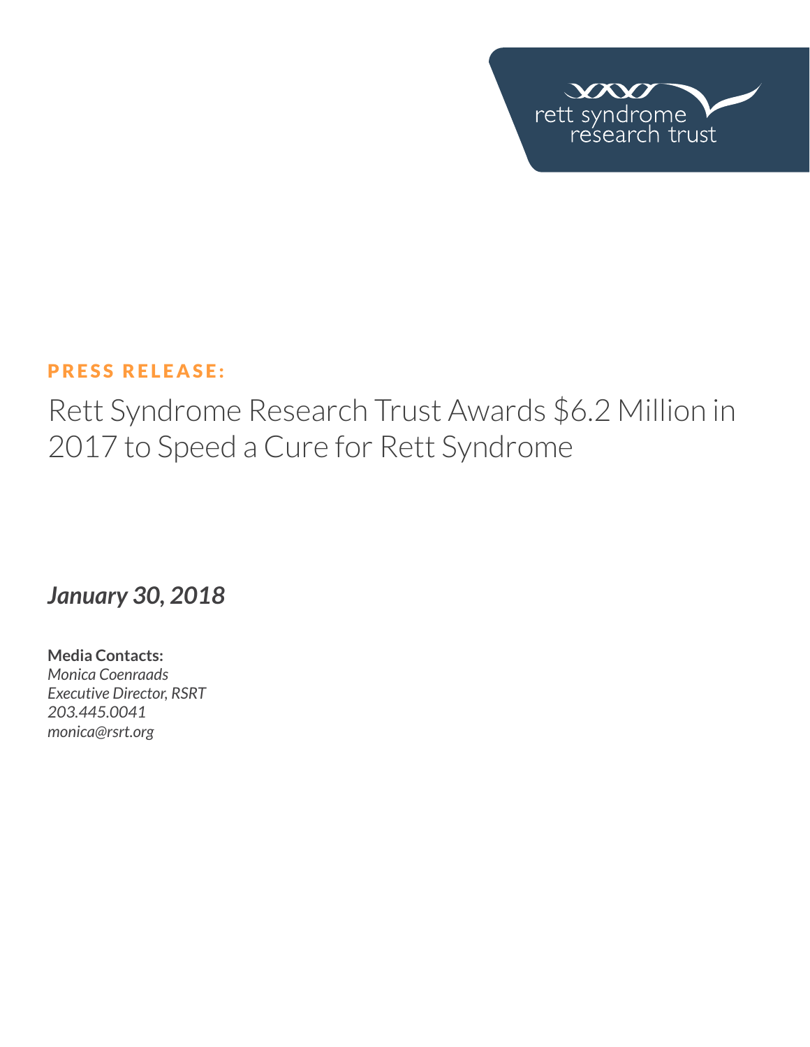rett syndrome research trust

**PRESS RELEASE:**

# Rett Syndrome Research Trust Awards $6.2 Million in 2017 to Speed a Cure for Rett Syndrome

***January 30, 2018***

**Media Contacts:**
*Monica Coenraads*
*Executive Director, RSRT*
*203.445.0041*
*monica@rsrt.org*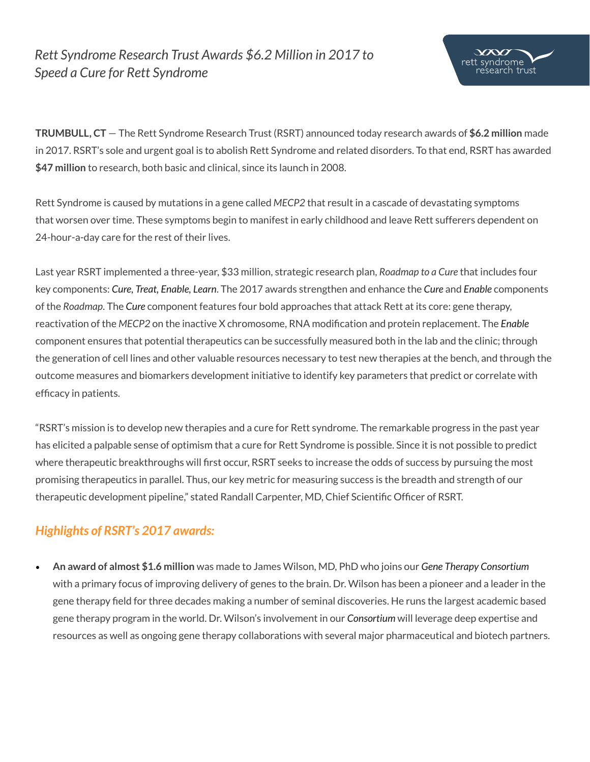*Rett Syndrome Research Trust Awards $6.2 Million in 2017 to Speed a Cure for Rett Syndrome*

**TRUMBULL, CT** — The Rett Syndrome Research Trust (RSRT) announced today research awards of **$6.2 million** made in 2017. RSRT's sole and urgent goal is to abolish Rett Syndrome and related disorders. To that end, RSRT has awarded **$47 million** to research, both basic and clinical, since its launch in 2008.

Rett Syndrome is caused by mutations in a gene called *MECP2* that result in a cascade of devastating symptoms that worsen over time. These symptoms begin to manifest in early childhood and leave Rett sufferers dependent on 24-hour-a-day care for the rest of their lives.

Last year RSRT implemented a three-year, $33 million, strategic research plan, *Roadmap to a Cure* that includes four key components: *Cure, Treat, Enable, Learn*. The 2017 awards strengthen and enhance the ***Cure*** and ***Enable*** components of the *Roadmap*. The ***Cure*** component features four bold approaches that attack Rett at its core: gene therapy, reactivation of the *MECP2* on the inactive X chromosome, RNA modification and protein replacement. The ***Enable*** component ensures that potential therapeutics can be successfully measured both in the lab and the clinic; through the generation of cell lines and other valuable resources necessary to test new therapies at the bench, and through the outcome measures and biomarkers development initiative to identify key parameters that predict or correlate with efficacy in patients.

"RSRT's mission is to develop new therapies and a cure for Rett syndrome. The remarkable progress in the past year has elicited a palpable sense of optimism that a cure for Rett Syndrome is possible. Since it is not possible to predict where therapeutic breakthroughs will first occur, RSRT seeks to increase the odds of success by pursuing the most promising therapeutics in parallel. Thus, our key metric for measuring success is the breadth and strength of our therapeutic development pipeline," stated Randall Carpenter, MD, Chief Scientific Officer of RSRT.

## *Highlights of RSRT's 2017 awards:*

- **An award of almost $1.6 million** was made to James Wilson, MD, PhD who joins our *Gene Therapy Consortium* with a primary focus of improving delivery of genes to the brain. Dr. Wilson has been a pioneer and a leader in the gene therapy field for three decades making a number of seminal discoveries. He runs the largest academic based gene therapy program in the world. Dr. Wilson's involvement in our ***Consortium*** will leverage deep expertise and resources as well as ongoing gene therapy collaborations with several major pharmaceutical and biotech partners.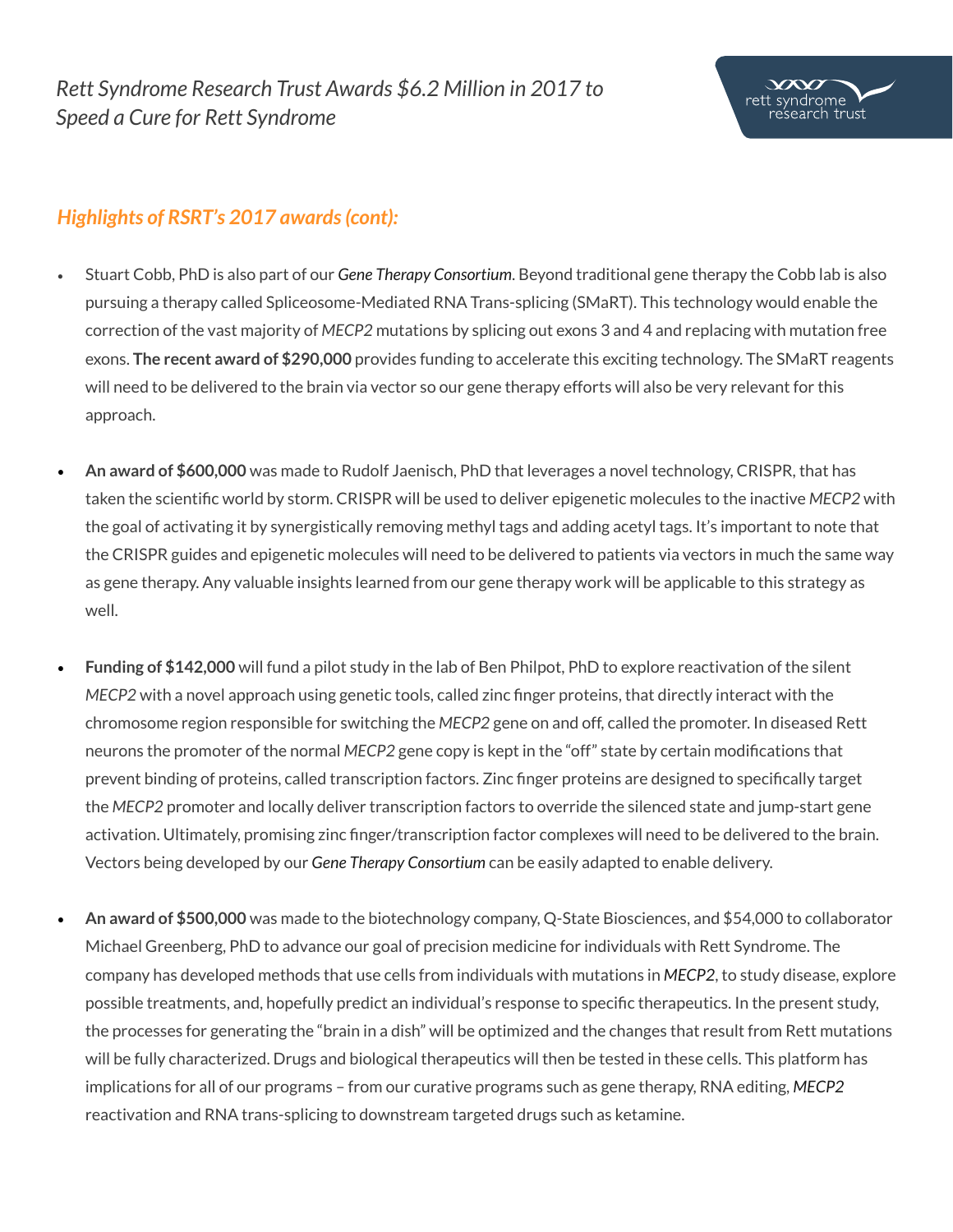## *Highlights of RSRT's 2017 awards (cont):*

- Stuart Cobb, PhD is also part of our ***Gene Therapy Consortium***. Beyond traditional gene therapy the Cobb lab is also pursuing a therapy called Spliceosome-Mediated RNA Trans-splicing (SMaRT). This technology would enable the correction of the vast majority of *MECP2* mutations by splicing out exons 3 and 4 and replacing with mutation free exons. **The recent award of $290,000** provides funding to accelerate this exciting technology. The SMaRT reagents will need to be delivered to the brain via vector so our gene therapy efforts will also be very relevant for this approach.

- **An award of $600,000** was made to Rudolf Jaenisch, PhD that leverages a novel technology, CRISPR, that has taken the scientific world by storm. CRISPR will be used to deliver epigenetic molecules to the inactive *MECP2* with the goal of activating it by synergistically removing methyl tags and adding acetyl tags. It's important to note that the CRISPR guides and epigenetic molecules will need to be delivered to patients via vectors in much the same way as gene therapy. Any valuable insights learned from our gene therapy work will be applicable to this strategy as well.

- **Funding of $142,000** will fund a pilot study in the lab of Ben Philpot, PhD to explore reactivation of the silent *MECP2* with a novel approach using genetic tools, called zinc finger proteins, that directly interact with the chromosome region responsible for switching the *MECP2* gene on and off, called the promoter. In diseased Rett neurons the promoter of the normal *MECP2* gene copy is kept in the "off" state by certain modifications that prevent binding of proteins, called transcription factors. Zinc finger proteins are designed to specifically target the *MECP2* promoter and locally deliver transcription factors to override the silenced state and jump-start gene activation. Ultimately, promising zinc finger/transcription factor complexes will need to be delivered to the brain. Vectors being developed by our ***Gene Therapy Consortium*** can be easily adapted to enable delivery.

- **An award of $500,000** was made to the biotechnology company, Q-State Biosciences, and $54,000 to collaborator Michael Greenberg, PhD to advance our goal of precision medicine for individuals with Rett Syndrome. The company has developed methods that use cells from individuals with mutations in ***MECP2***, to study disease, explore possible treatments, and, hopefully predict an individual's response to specific therapeutics. In the present study, the processes for generating the "brain in a dish" will be optimized and the changes that result from Rett mutations will be fully characterized. Drugs and biological therapeutics will then be tested in these cells. This platform has implications for all of our programs – from our curative programs such as gene therapy, RNA editing, ***MECP2*** reactivation and RNA trans-splicing to downstream targeted drugs such as ketamine.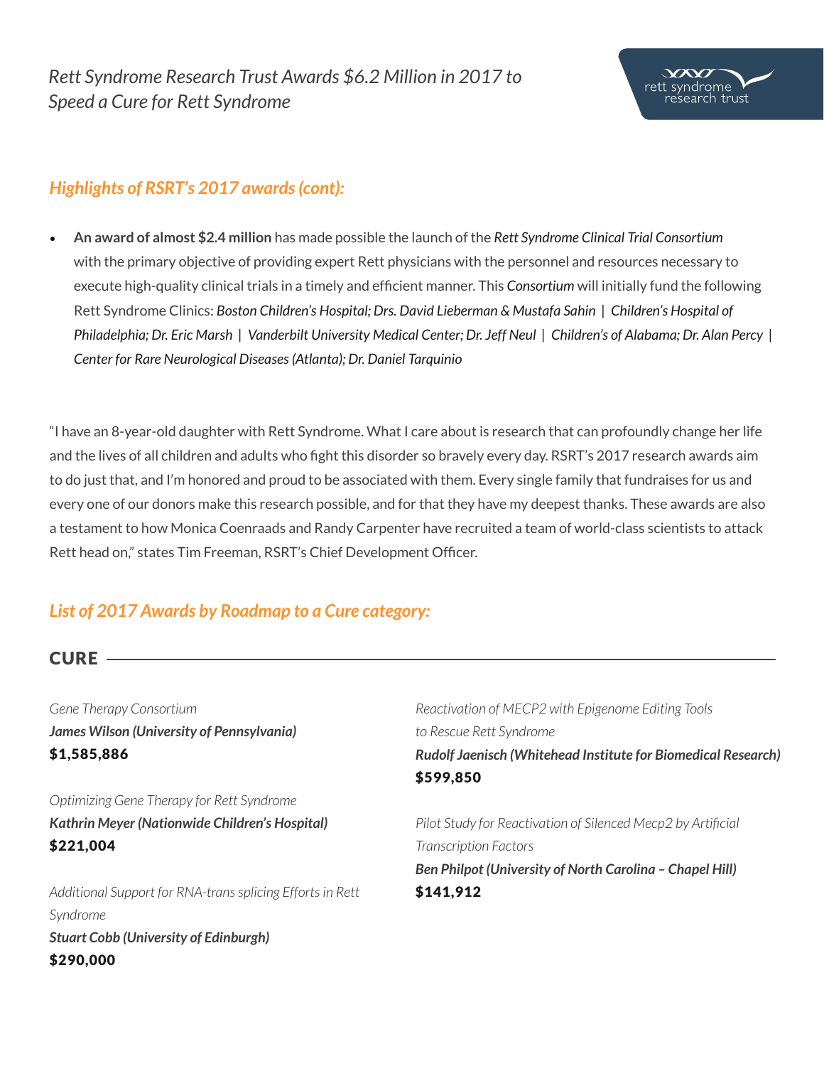## Highlights of RSRT's 2017 awards (cont):

- **An award of almost $2.4 million** has made possible the launch of the *Rett Syndrome Clinical Trial Consortium* with the primary objective of providing expert Rett physicians with the personnel and resources necessary to execute high-quality clinical trials in a timely and efficient manner. This *Consortium* will initially fund the following Rett Syndrome Clinics: *Boston Children's Hospital; Drs. David Lieberman & Mustafa Sahin | Children's Hospital of Philadelphia; Dr. Eric Marsh | Vanderbilt University Medical Center; Dr. Jeff Neul | Children's of Alabama; Dr. Alan Percy | Center for Rare Neurological Diseases (Atlanta); Dr. Daniel Tarquinio*

"I have an 8-year-old daughter with Rett Syndrome. What I care about is research that can profoundly change her life and the lives of all children and adults who fight this disorder so bravely every day. RSRT's 2017 research awards aim to do just that, and I'm honored and proud to be associated with them. Every single family that fundraises for us and every one of our donors make this research possible, and for that they have my deepest thanks. These awards are also a testament to how Monica Coenraads and Randy Carpenter have recruited a team of world-class scientists to attack Rett head on," states Tim Freeman, RSRT's Chief Development Officer.

## List of 2017 Awards by Roadmap to a Cure category:

### CURE

*Gene Therapy Consortium*
***James Wilson (University of Pennsylvania)***
**$1,585,886**

*Optimizing Gene Therapy for Rett Syndrome*
***Kathrin Meyer (Nationwide Children's Hospital)***
**$221,004**

*Additional Support for RNA-trans splicing Efforts in Rett Syndrome*
***Stuart Cobb (University of Edinburgh)***
**$290,000**

*Reactivation of MECP2 with Epigenome Editing Tools to Rescue Rett Syndrome*
***Rudolf Jaenisch (Whitehead Institute for Biomedical Research)***
**$599,850**

*Pilot Study for Reactivation of Silenced Mecp2 by Artificial Transcription Factors*
***Ben Philpot (University of North Carolina – Chapel Hill)***
**$141,912**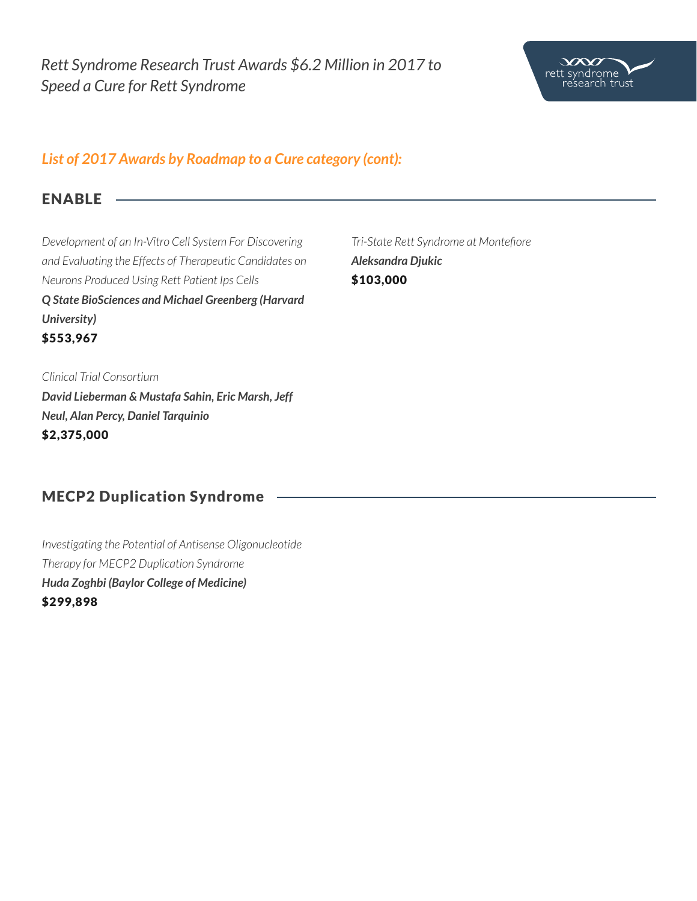## List of 2017 Awards by Roadmap to a Cure category (cont):

## ENABLE

*Development of an In-Vitro Cell System For Discovering and Evaluating the Effects of Therapeutic Candidates on Neurons Produced Using Rett Patient Ips Cells*
***Q State BioSciences and Michael Greenberg (Harvard University)***
**$553,967**

*Clinical Trial Consortium*
***David Lieberman & Mustafa Sahin, Eric Marsh, Jeff Neul, Alan Percy, Daniel Tarquinio***
**$2,375,000**

*Tri-State Rett Syndrome at Montefiore*
***Aleksandra Djukic***
**$103,000**

## MECP2 Duplication Syndrome

*Investigating the Potential of Antisense Oligonucleotide Therapy for MECP2 Duplication Syndrome*
***Huda Zoghbi (Baylor College of Medicine)***
**$299,898**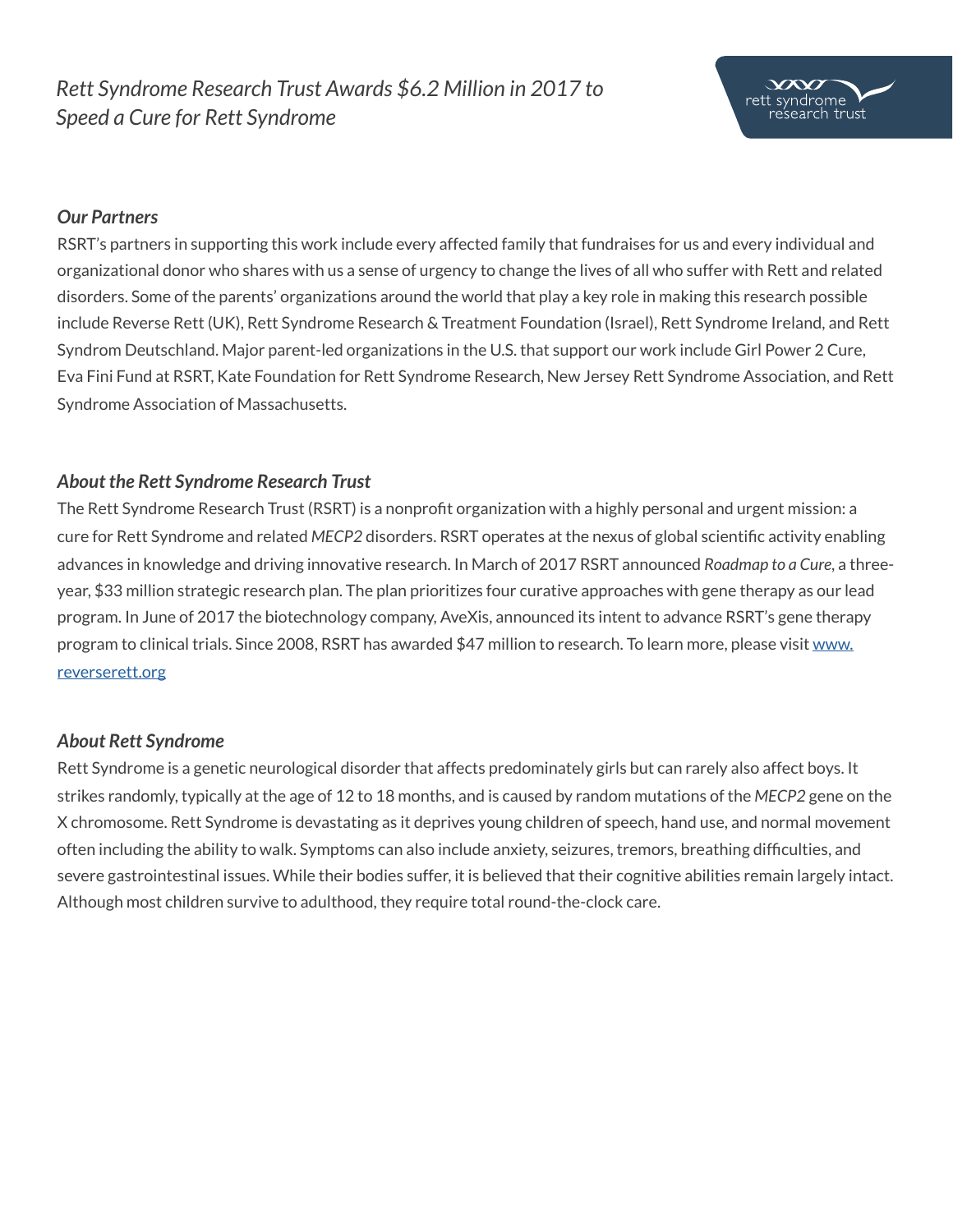## *Our Partners*

RSRT's partners in supporting this work include every affected family that fundraises for us and every individual and organizational donor who shares with us a sense of urgency to change the lives of all who suffer with Rett and related disorders. Some of the parents' organizations around the world that play a key role in making this research possible include Reverse Rett (UK), Rett Syndrome Research & Treatment Foundation (Israel), Rett Syndrome Ireland, and Rett Syndrom Deutschland. Major parent-led organizations in the U.S. that support our work include Girl Power 2 Cure, Eva Fini Fund at RSRT, Kate Foundation for Rett Syndrome Research, New Jersey Rett Syndrome Association, and Rett Syndrome Association of Massachusetts.

## *About the Rett Syndrome Research Trust*

The Rett Syndrome Research Trust (RSRT) is a nonprofit organization with a highly personal and urgent mission: a cure for Rett Syndrome and related *MECP2* disorders. RSRT operates at the nexus of global scientific activity enabling advances in knowledge and driving innovative research. In March of 2017 RSRT announced *Roadmap to a Cure*, a three-year, $33 million strategic research plan. The plan prioritizes four curative approaches with gene therapy as our lead program. In June of 2017 the biotechnology company, AveXis, announced its intent to advance RSRT's gene therapy program to clinical trials. Since 2008, RSRT has awarded $47 million to research. To learn more, please visit [www.reverserett.org](http://www.reverserett.org)

## *About Rett Syndrome*

Rett Syndrome is a genetic neurological disorder that affects predominately girls but can rarely also affect boys. It strikes randomly, typically at the age of 12 to 18 months, and is caused by random mutations of the *MECP2* gene on the X chromosome. Rett Syndrome is devastating as it deprives young children of speech, hand use, and normal movement often including the ability to walk. Symptoms can also include anxiety, seizures, tremors, breathing difficulties, and severe gastrointestinal issues. While their bodies suffer, it is believed that their cognitive abilities remain largely intact. Although most children survive to adulthood, they require total round-the-clock care.